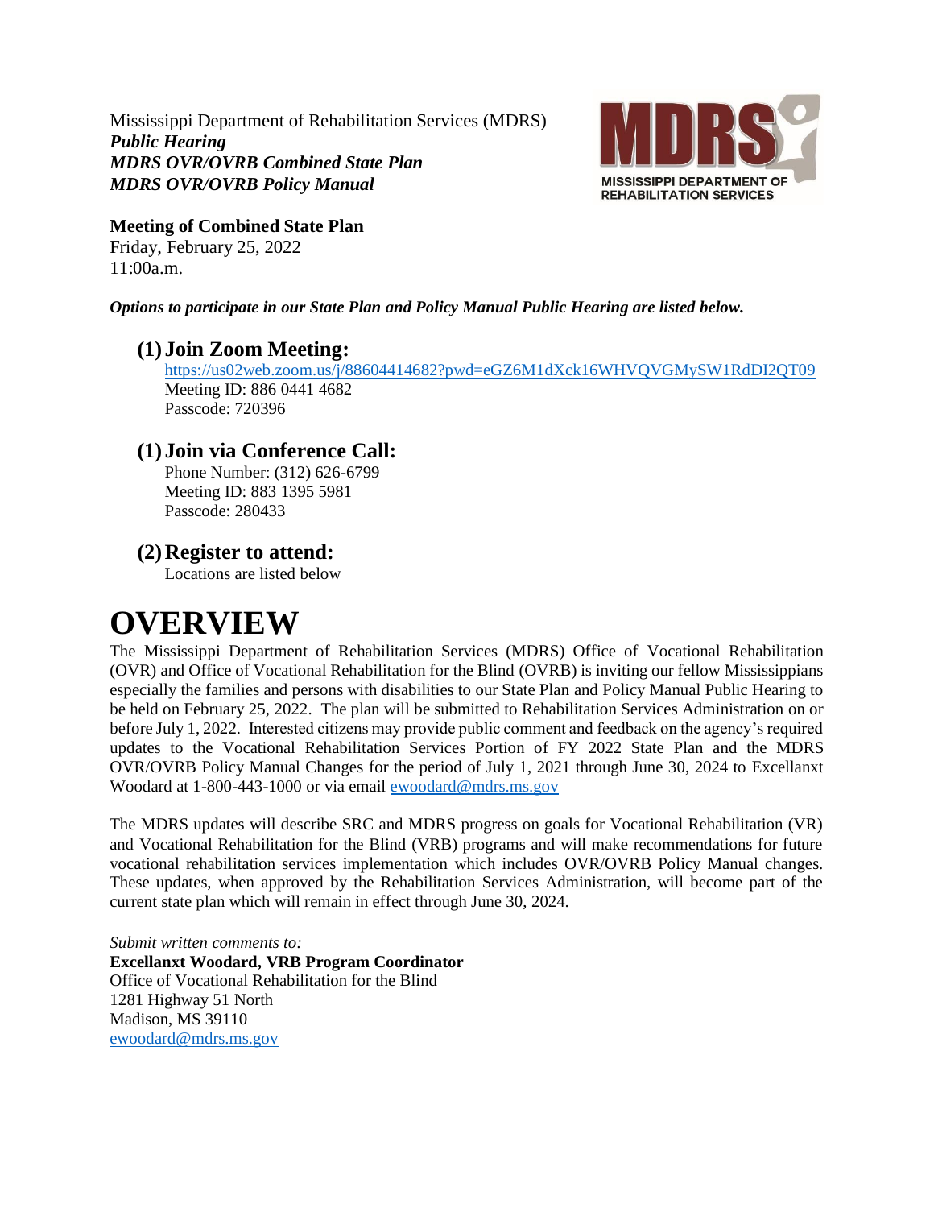Mississippi Department of Rehabilitation Services (MDRS)
***Public Hearing***
***MDRS OVR/OVRB Combined State Plan***
***MDRS OVR/OVRB Policy Manual***

MDRS
MISSISSIPPI DEPARTMENT OF REHABILITATION SERVICES

**Meeting of Combined State Plan**
Friday, February 25, 2022
11:00a.m.

***Options to participate in our State Plan and Policy Manual Public Hearing are listed below.***

## (1) Join Zoom Meeting:

https://us02web.zoom.us/j/88604414682?pwd=eGZ6M1dXck16WHVQVGMySW1RdDI2QT09
Meeting ID: 886 0441 4682
Passcode: 720396

## (1) Join via Conference Call:

Phone Number: (312) 626-6799
Meeting ID: 883 1395 5981
Passcode: 280433

## (2) Register to attend:

Locations are listed below

# OVERVIEW

The Mississippi Department of Rehabilitation Services (MDRS) Office of Vocational Rehabilitation (OVR) and Office of Vocational Rehabilitation for the Blind (OVRB) is inviting our fellow Mississippians especially the families and persons with disabilities to our State Plan and Policy Manual Public Hearing to be held on February 25, 2022. The plan will be submitted to Rehabilitation Services Administration on or before July 1, 2022. Interested citizens may provide public comment and feedback on the agency's required updates to the Vocational Rehabilitation Services Portion of FY 2022 State Plan and the MDRS OVR/OVRB Policy Manual Changes for the period of July 1, 2021 through June 30, 2024 to Excellanxt Woodard at 1-800-443-1000 or via email ewoodard@mdrs.ms.gov

The MDRS updates will describe SRC and MDRS progress on goals for Vocational Rehabilitation (VR) and Vocational Rehabilitation for the Blind (VRB) programs and will make recommendations for future vocational rehabilitation services implementation which includes OVR/OVRB Policy Manual changes. These updates, when approved by the Rehabilitation Services Administration, will become part of the current state plan which will remain in effect through June 30, 2024.

*Submit written comments to:*
**Excellanxt Woodard, VRB Program Coordinator**
Office of Vocational Rehabilitation for the Blind
1281 Highway 51 North
Madison, MS 39110
ewoodard@mdrs.ms.gov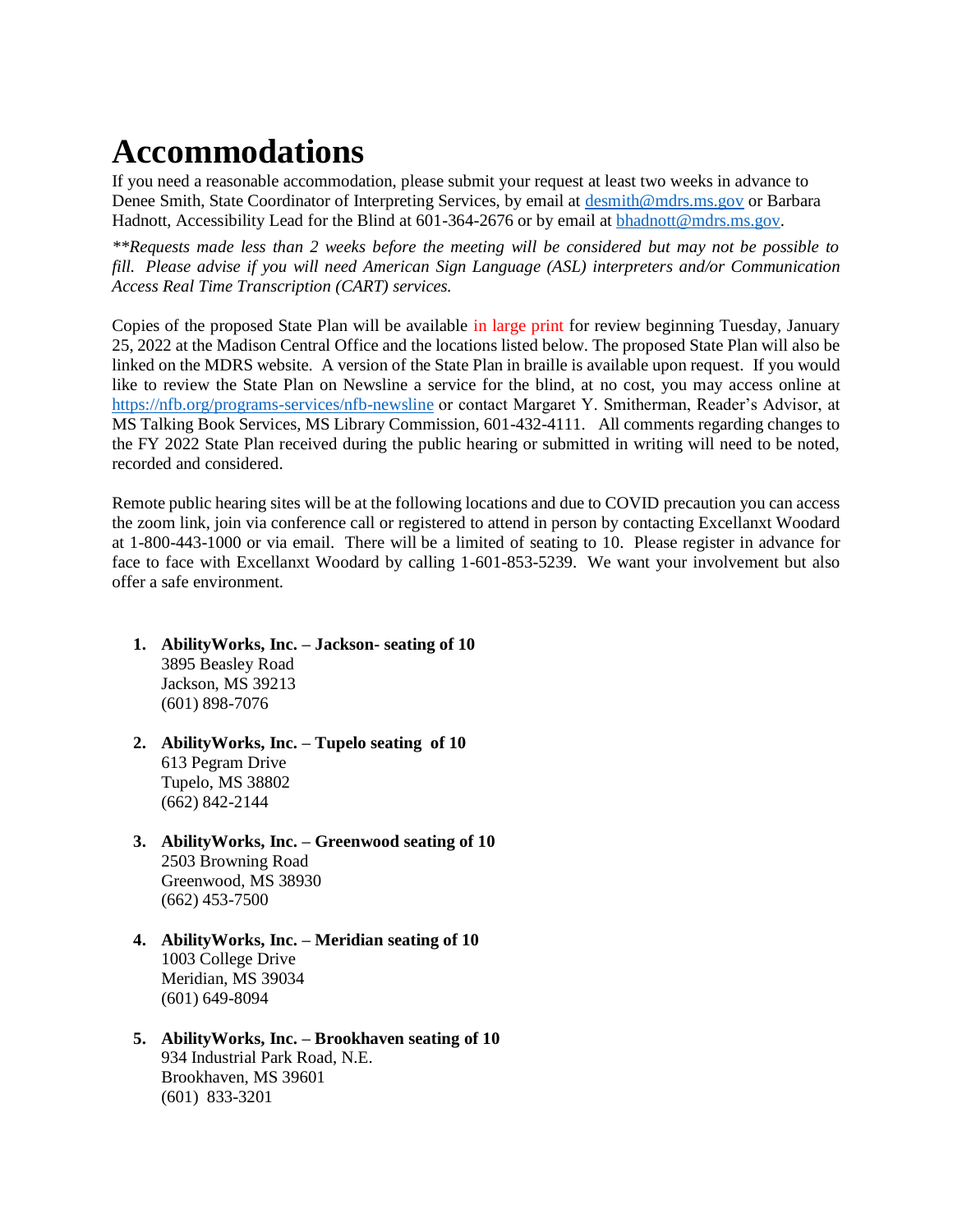# Accommodations

If you need a reasonable accommodation, please submit your request at least two weeks in advance to Denee Smith, State Coordinator of Interpreting Services, by email at desmith@mdrs.ms.gov or Barbara Hadnott, Accessibility Lead for the Blind at 601-364-2676 or by email at bhadnott@mdrs.ms.gov.

*\*\*Requests made less than 2 weeks before the meeting will be considered but may not be possible to fill. Please advise if you will need American Sign Language (ASL) interpreters and/or Communication Access Real Time Transcription (CART) services.*

Copies of the proposed State Plan will be available in large print for review beginning Tuesday, January 25, 2022 at the Madison Central Office and the locations listed below. The proposed State Plan will also be linked on the MDRS website. A version of the State Plan in braille is available upon request. If you would like to review the State Plan on Newsline a service for the blind, at no cost, you may access online at https://nfb.org/programs-services/nfb-newsline or contact Margaret Y. Smitherman, Reader's Advisor, at MS Talking Book Services, MS Library Commission, 601-432-4111. All comments regarding changes to the FY 2022 State Plan received during the public hearing or submitted in writing will need to be noted, recorded and considered.

Remote public hearing sites will be at the following locations and due to COVID precaution you can access the zoom link, join via conference call or registered to attend in person by contacting Excellanxt Woodard at 1-800-443-1000 or via email. There will be a limited of seating to 10. Please register in advance for face to face with Excellanxt Woodard by calling 1-601-853-5239. We want your involvement but also offer a safe environment.

1. **AbilityWorks, Inc. – Jackson- seating of 10**
   3895 Beasley Road
   Jackson, MS 39213
   (601) 898-7076

2. **AbilityWorks, Inc. – Tupelo seating of 10**
   613 Pegram Drive
   Tupelo, MS 38802
   (662) 842-2144

3. **AbilityWorks, Inc. – Greenwood seating of 10**
   2503 Browning Road
   Greenwood, MS 38930
   (662) 453-7500

4. **AbilityWorks, Inc. – Meridian seating of 10**
   1003 College Drive
   Meridian, MS 39034
   (601) 649-8094

5. **AbilityWorks, Inc. – Brookhaven seating of 10**
   934 Industrial Park Road, N.E.
   Brookhaven, MS 39601
   (601) 833-3201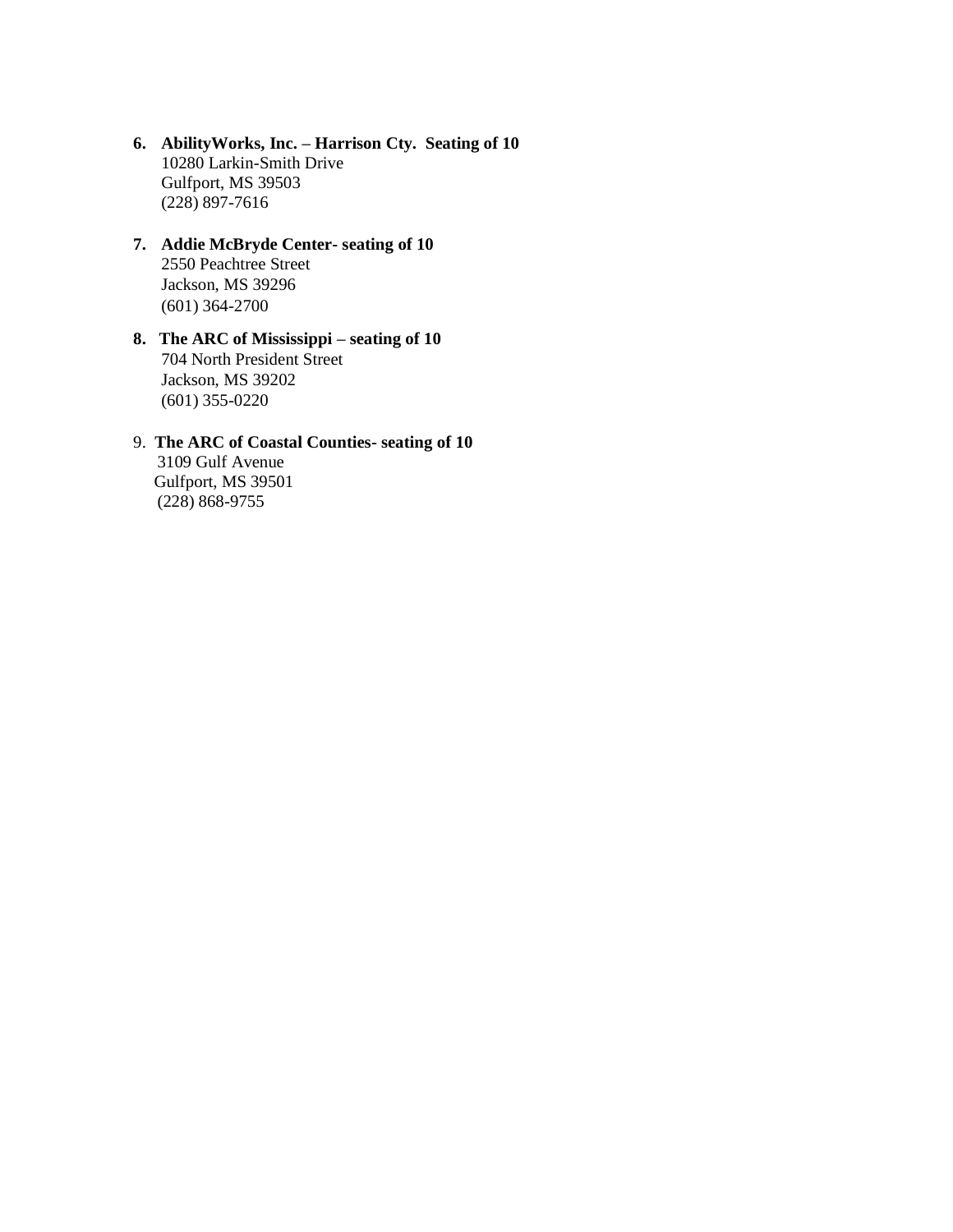6. **AbilityWorks, Inc. – Harrison Cty.  Seating of 10**
   10280 Larkin-Smith Drive
   Gulfport, MS 39503
   (228) 897-7616

7. **Addie McBryde Center- seating of 10**
   2550 Peachtree Street
   Jackson, MS 39296
   (601) 364-2700

8. **The ARC of Mississippi – seating of 10**
   704 North President Street
   Jackson, MS 39202
   (601) 355-0220

9. **The ARC of Coastal Counties- seating of 10**
   3109 Gulf Avenue
   Gulfport, MS 39501
   (228) 868-9755